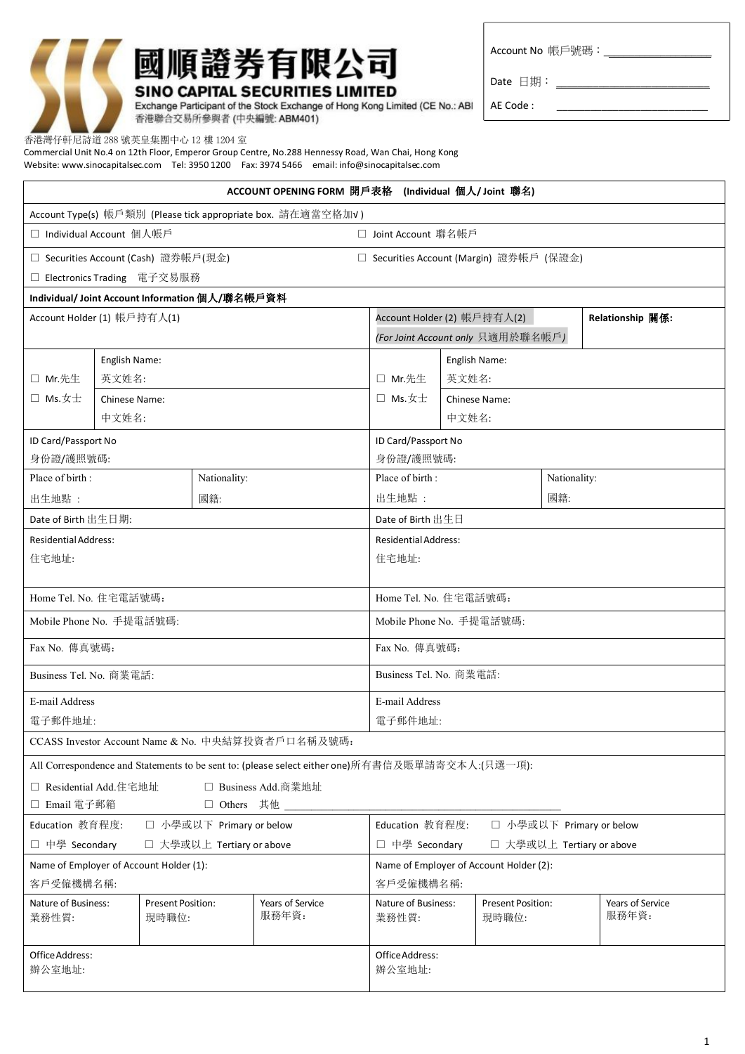# 國順證券有限公司
## SINO CAPITAL SECURITIES LIMITED

Exchange Participant of the Stock Exchange of Hong Kong Limited (CE No.: ABI
香港聯合交易所參與者 (中央編號: ABM401)

香港灣仔軒尼詩道 288 號英皇集團中心 12 樓 1204 室
Commercial Unit No.4 on 12th Floor, Emperor Group Centre, No.288 Hennessy Road, Wan Chai, Hong Kong
Website: www.sinocapitalsec.com Tel: 3950 1200 Fax: 3974 5466 email: info@sinocapitalsec.com

Account No 帳戶號碼：___________________

Date 日期：___________________________

AE Code : ___________________________

## ACCOUNT OPENING FORM 開戶表格 (Individual 個人/ Joint 聯名)

Account Type(s) 帳戶類別 (Please tick appropriate box. 請在適當空格加√ )

☐ Individual Account 個人帳戶　　☐ Joint Account 聯名帳戶

☐ Securities Account (Cash) 證券帳戶(現金)　　☐ Securities Account (Margin) 證券帳戶 (保證金)

☐ Electronics Trading 電子交易服務

**Individual/ Joint Account Information 個人/聯名帳戶資料**

| Account Holder (1) 帳戶持有人(1) | Account Holder (2) 帳戶持有人(2)<br>*(For Joint Account only 只適用於聯名帳戶)* | **Relationship 關係:** |
|---|---|---|
| ☐ Mr.先生 ☐ Ms.女士<br>English Name: 英文姓名:<br>Chinese Name: 中文姓名: | ☐ Mr.先生 ☐ Ms.女士<br>English Name: 英文姓名:<br>Chinese Name: 中文姓名: | |
| ID Card/Passport No 身份證/護照號碼: | ID Card/Passport No 身份證/護照號碼: | |
| Place of birth : 出生地點 : &nbsp;&nbsp; Nationality: 國籍: | Place of birth : 出生地點 : &nbsp;&nbsp; Nationality: 國籍: | |
| Date of Birth 出生日期: | Date of Birth 出生日 | |
| Residential Address: 住宅地址: | Residential Address: 住宅地址: | |
| Home Tel. No. 住宅電話號碼: | Home Tel. No. 住宅電話號碼: | |
| Mobile Phone No. 手提電話號碼: | Mobile Phone No. 手提電話號碼: | |
| Fax No. 傳真號碼: | Fax No. 傳真號碼: | |
| Business Tel. No. 商業電話: | Business Tel. No. 商業電話: | |
| E-mail Address 電子郵件地址: | E-mail Address 電子郵件地址: | |

CCASS Investor Account Name & No. 中央結算投資者戶口名稱及號碼:

All Correspondence and Statements to be sent to: (please select either one)所有書信及賬單請寄交本人:(只選一項):

☐ Residential Add.住宅地址　　☐ Business Add.商業地址

☐ Email 電子郵箱　　☐ Others 其他 ______________________________________________

| Account Holder (1) | Account Holder (2) |
|---|---|
| Education 教育程度: ☐ 小學或以下 Primary or below ☐ 中學 Secondary ☐ 大學或以上 Tertiary or above | Education 教育程度: ☐ 小學或以下 Primary or below ☐ 中學 Secondary ☐ 大學或以上 Tertiary or above |
| Name of Employer of Account Holder (1): 客戶受僱機構名稱: | Name of Employer of Account Holder (2): 客戶受僱機構名稱: |
| Nature of Business: 業務性質: &nbsp;&nbsp; Present Position: 現時職位: &nbsp;&nbsp; Years of Service 服務年資: | Nature of Business: 業務性質: &nbsp;&nbsp; Present Position: 現時職位: &nbsp;&nbsp; Years of Service 服務年資: |
| Office Address: 辦公室地址: | Office Address: 辦公室地址: |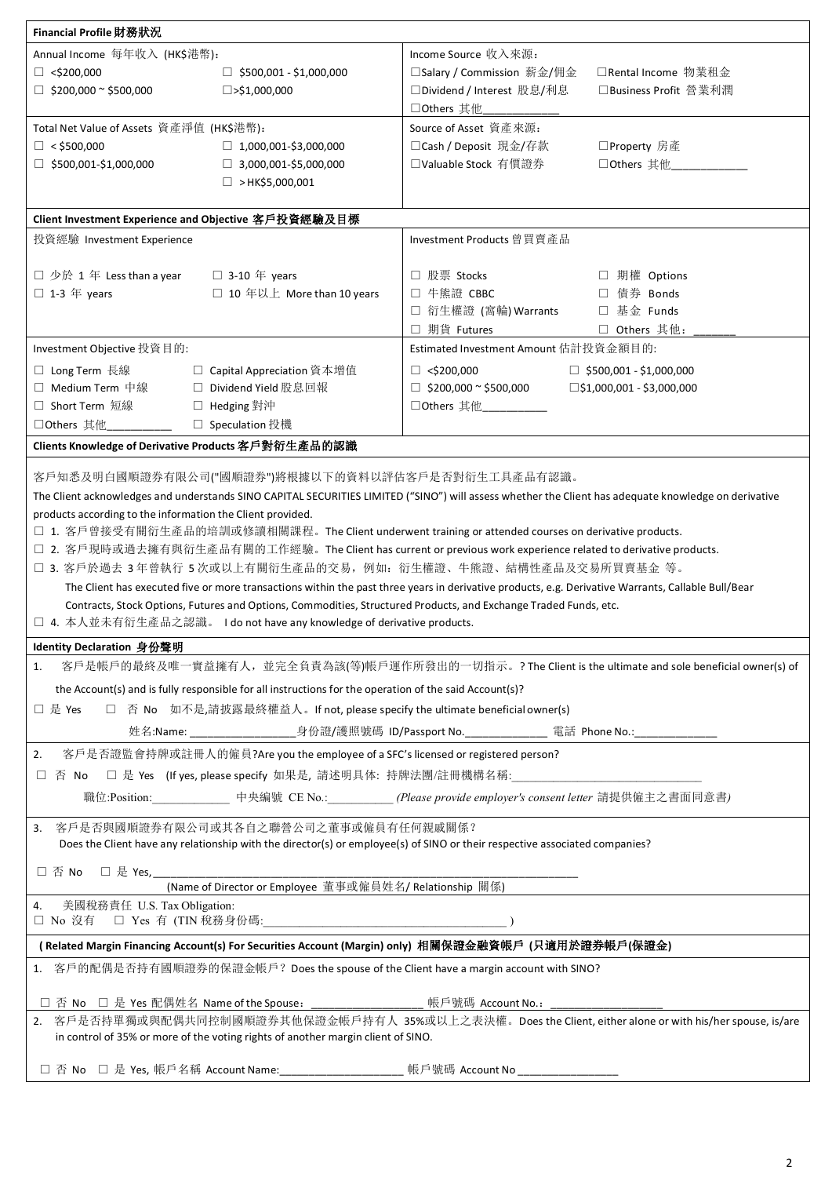**Financial Profile 財務狀況**

| Annual Income 每年收入 (HK$港幣): | Income Source 收入來源: |
|---|---|
| ☐ <$200,000 ☐ $500,001 - $1,000,000<br>☐ $200,000 ~ $500,000 ☐>$1,000,000 | ☐Salary / Commission 薪金/佣金 ☐Rental Income 物業租金<br>☐Dividend / Interest 股息/利息 ☐Business Profit 營業利潤<br>☐Others 其他____________ |
| **Total Net Value of Assets 資產淨值 (HK$港幣):** | **Source of Asset 資產來源:** |
| ☐ < $500,000 ☐ 1,000,001-$3,000,000<br>☐ $500,001-$1,000,000 ☐ 3,000,001-$5,000,000<br>☐ > HK$5,000,001 | ☐Cash / Deposit 現金/存款 ☐Property 房產<br>☐Valuable Stock 有價證券 ☐Others 其他____________ |

**Client Investment Experience and Objective 客戶投資經驗及目標**

| 投資經驗 Investment Experience | Investment Products 曾買賣產品 |
|---|---|
| ☐ 少於 1 年 Less than a year ☐ 3-10 年 years<br>☐ 1-3 年 years ☐ 10 年以上 More than 10 years | ☐ 股票 Stocks ☐ 期權 Options<br>☐ 牛熊證 CBBC ☐ 債券 Bonds<br>☐ 衍生權證 (窩輪) Warrants ☐ 基金 Funds<br>☐ 期貨 Futures ☐ Others 其他：_______ |
| **Investment Objective 投資目的:** | **Estimated Investment Amount 估計投資金額目的:** |
| ☐ Long Term 長線 ☐ Capital Appreciation 資本增值<br>☐ Medium Term 中線 ☐ Dividend Yield 股息回報<br>☐ Short Term 短線 ☐ Hedging 對沖<br>☐Others 其他__________ ☐ Speculation 投機 | ☐ <$200,000 ☐ $500,001 - $1,000,000<br>☐ $200,000 ~ $500,000 ☐$1,000,001 - $3,000,000<br>☐Others 其他__________ |

**Clients Knowledge of Derivative Products 客戶對衍生產品的認識**

客戶知悉及明白國順證券有限公司("國順證券")將根據以下的資料以評估客戶是否對衍生工具產品有認識。
The Client acknowledges and understands SINO CAPITAL SECURITIES LIMITED ("SINO") will assess whether the Client has adequate knowledge on derivative products according to the information the Client provided.

☐ 1. 客戶曾接受有關衍生產品的培訓或修讀相關課程。The Client underwent training or attended courses on derivative products.

☐ 2. 客戶現時或過去擁有與衍生產品有關的工作經驗。The Client has current or previous work experience related to derivative products.

☐ 3. 客戶於過去 3 年曾執行 5 次或以上有關衍生產品的交易，例如：衍生權證、牛熊證、結構性產品及交易所買賣基金 等。
The Client has executed five or more transactions within the past three years in derivative products, e.g. Derivative Warrants, Callable Bull/Bear Contracts, Stock Options, Futures and Options, Commodities, Structured Products, and Exchange Traded Funds, etc.

☐ 4. 本人並未有衍生產品之認識。 I do not have any knowledge of derivative products.

**Identity Declaration 身份聲明**

1. 客戶是帳戶的最終及唯一實益擁有人，並完全負責為該(等)帳戶運作所發出的一切指示。? The Client is the ultimate and sole beneficial owner(s) of the Account(s) and is fully responsible for all instructions for the operation of the said Account(s)?

☐ 是 Yes ☐ 否 No 如不是,請披露最終權益人。If not, please specify the ultimate beneficial owner(s)

姓名:Name: _________________身份證/護照號碼 ID/Passport No._____________ 電話 Phone No.:_____________

2. 客戶是否證監會持牌或註冊人的僱員?Are you the employee of a SFC's licensed or registered person?

☐ 否 No ☐ 是 Yes (If yes, please specify 如果是, 請述明具体: 持牌法團/註冊機構名稱:_______________________________

職位:Position:____________ 中央編號 CE No.:__________ *(Please provide employer's consent letter 請提供僱主之書面同意書)*

3. 客戶是否與國順證券有限公司或其各自之聯營公司之董事或僱員有任何親戚關係？
Does the Client have any relationship with the director(s) or employee(s) of SINO or their respective associated companies?

☐ 否 No ☐ 是 Yes,_______________________________________________________________________
(Name of Director or Employee 董事或僱員姓名/ Relationship 關係)

4. 美國稅務責任 U.S. Tax Obligation:
☐ No 沒有 ☐ Yes 有 (TIN 稅務身份碼:_____________________________________ )

**( Related Margin Financing Account(s) For Securities Account (Margin) only) 相關保證金融資帳戶 (只適用於證券帳戶(保證金)**

1. 客戶的配偶是否持有國順證券的保證金帳戶？Does the spouse of the Client have a margin account with SINO?

☐ 否 No ☐ 是 Yes 配偶姓名 Name of the Spouse：_________________ 帳戶號碼 Account No.：_________________

2. 客戶是否持單獨或與配偶共同控制國順證券其他保證金帳戶持有人 35%或以上之表決權。Does the Client, either alone or with his/her spouse, is/are in control of 35% or more of the voting rights of another margin client of SINO.

☐ 否 No ☐ 是 Yes, 帳戶名稱 Account Name:____________________ 帳戶號碼 Account No ________________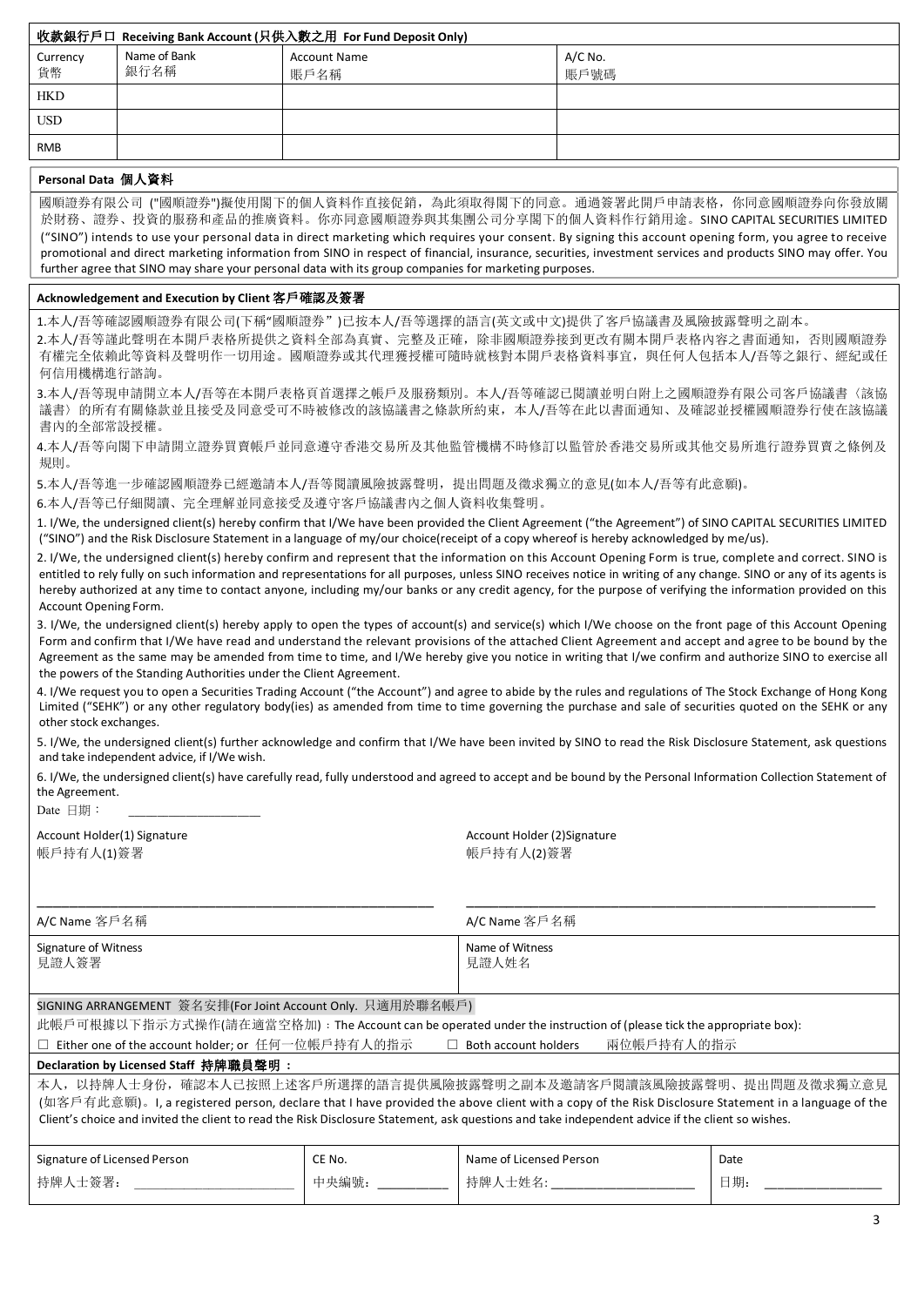## 收款銀行戶口 Receiving Bank Account (只供入數之用 For Fund Deposit Only)

| Currency 貨幣 | Name of Bank 銀行名稱 | Account Name 賬戶名稱 | A/C No. 賬戶號碼 |
|---|---|---|---|
| HKD | | | |
| USD | | | |
| RMB | | | |

## Personal Data 個人資料

國順證券有限公司 ("國順證券")擬使用閣下的個人資料作直接促銷，為此須取得閣下的同意。通過簽署此開戶申請表格，你同意國順證券向你發放關於財務、證券、投資的服務和產品的推廣資料。你亦同意國順證券與其集團公司分享閣下的個人資料作行銷用途。SINO CAPITAL SECURITIES LIMITED ("SINO") intends to use your personal data in direct marketing which requires your consent. By signing this account opening form, you agree to receive promotional and direct marketing information from SINO in respect of financial, insurance, securities, investment services and products SINO may offer. You further agree that SINO may share your personal data with its group companies for marketing purposes.

## Acknowledgement and Execution by Client 客戶確認及簽署

1.本人/吾等確認國順證券有限公司(下稱"國順證券" )已按本人/吾等選擇的語言(英文或中文)提供了客戶協議書及風險披露聲明之副本。

2.本人/吾等謹此聲明在本開戶表格所提供之資料全部為真實、完整及正確，除非國順證券接到更改有關本開戶表格內容之書面通知，否則國順證券有權完全依賴此等資料及聲明作一切用途。國順證券或其代理獲授權可隨時就核對本開戶表格資料事宜，與任何人包括本人/吾等之銀行、經紀或任何信用機構進行諮詢。

3.本人/吾等現申請開立本人/吾等在本開戶表格頁首選擇之帳戶及服務類別。本人/吾等確認已閱讀並明白附上之國順證券有限公司客戶協議書〈該協議書〉的所有有關條款並且接受及同意受可不時被修改的該協議書之條款所約束，本人/吾等在此以書面通知、及確認並授權國順證券行使在該協議書內的全部常設授權。

4.本人/吾等向閣下申請開立證券買賣帳戶並同意遵守香港交易所及其他監管機構不時修訂以監管於香港交易所或其他交易所進行證券買賣之條例及規則。

5.本人/吾等進一步確認國順證券已經邀請本人/吾等閱讀風險披露聲明，提出問題及徵求獨立的意見(如本人/吾等有此意願)。

6.本人/吾等已仔細閱讀、完全理解並同意接受及遵守客戶協議書內之個人資料收集聲明。

1. I/We, the undersigned client(s) hereby confirm that I/We have been provided the Client Agreement ("the Agreement") of SINO CAPITAL SECURITIES LIMITED ("SINO") and the Risk Disclosure Statement in a language of my/our choice(receipt of a copy whereof is hereby acknowledged by me/us).

2. I/We, the undersigned client(s) hereby confirm and represent that the information on this Account Opening Form is true, complete and correct. SINO is entitled to rely fully on such information and representations for all purposes, unless SINO receives notice in writing of any change. SINO or any of its agents is hereby authorized at any time to contact anyone, including my/our banks or any credit agency, for the purpose of verifying the information provided on this Account Opening Form.

3. I/We, the undersigned client(s) hereby apply to open the types of account(s) and service(s) which I/We choose on the front page of this Account Opening Form and confirm that I/We have read and understand the relevant provisions of the attached Client Agreement and accept and agree to be bound by the Agreement as the same may be amended from time to time, and I/We hereby give you notice in writing that I/we confirm and authorize SINO to exercise all the powers of the Standing Authorities under the Client Agreement.

4. I/We request you to open a Securities Trading Account ("the Account") and agree to abide by the rules and regulations of The Stock Exchange of Hong Kong Limited ("SEHK") or any other regulatory body(ies) as amended from time to time governing the purchase and sale of securities quoted on the SEHK or any other stock exchanges.

5. I/We, the undersigned client(s) further acknowledge and confirm that I/We have been invited by SINO to read the Risk Disclosure Statement, ask questions and take independent advice, if I/We wish.

6. I/We, the undersigned client(s) have carefully read, fully understood and agreed to accept and be bound by the Personal Information Collection Statement of the Agreement.

Date 日期： ____________________

| Account Holder(1) Signature 帳戶持有人(1)簽署 | Account Holder (2)Signature 帳戶持有人(2)簽署 |
|---|---|
| ____________________ | ____________________ |
| A/C Name 客戶名稱 | A/C Name 客戶名稱 |
| Signature of Witness 見證人簽署 | Name of Witness 見證人姓名 |

SIGNING ARRANGEMENT 簽名安排(For Joint Account Only. 只適用於聯名帳戶)

此帳戶可根據以下指示方式操作(請在適當空格加)：The Account can be operated under the instruction of (please tick the appropriate box):

☐ Either one of the account holder; or 任何一位帳戶持有人的指示　☐ Both account holders 兩位帳戶持有人的指示

## Declaration by Licensed Staff 持牌職員聲明：

本人，以持牌人士身份，確認本人已按照上述客戶所選擇的語言提供風險披露聲明之副本及邀請客戶閱讀該風險披露聲明、提出問題及徵求獨立意見(如客戶有此意願)。I, a registered person, declare that I have provided the above client with a copy of the Risk Disclosure Statement in a language of the Client's choice and invited the client to read the Risk Disclosure Statement, ask questions and take independent advice if the client so wishes.

| Signature of Licensed Person | CE No. | Name of Licensed Person | Date |
|---|---|---|---|
| 持牌人士簽署： ____________ | 中央編號： ________ | 持牌人士姓名: ____________ | 日期： ________ |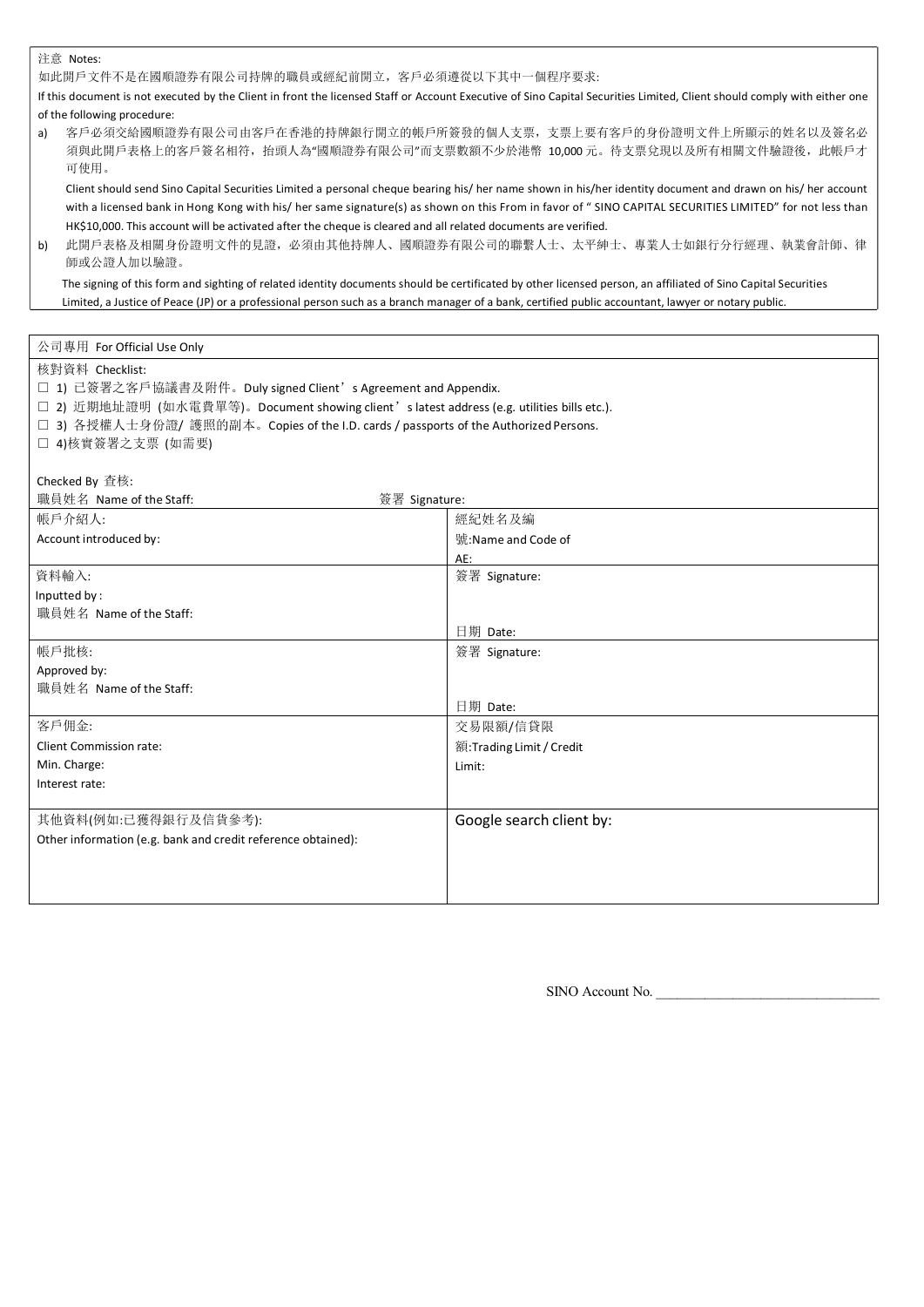注意 Notes:

如此開戶文件不是在國順證券有限公司持牌的職員或經紀前開立，客戶必須遵從以下其中一個程序要求:

If this document is not executed by the Client in front the licensed Staff or Account Executive of Sino Capital Securities Limited, Client should comply with either one of the following procedure:

a) 客戶必須交給國順證券有限公司由客戶在香港的持牌銀行開立的帳戶所簽發的個人支票，支票上要有客戶的身份證明文件上所顯示的姓名以及簽名必須與此開戶表格上的客戶簽名相符，抬頭人為"國順證券有限公司"而支票數額不少於港幣 10,000 元。待支票兌現以及所有相關文件驗證後，此帳戶才可使用。

   Client should send Sino Capital Securities Limited a personal cheque bearing his/ her name shown in his/her identity document and drawn on his/ her account with a licensed bank in Hong Kong with his/ her same signature(s) as shown on this From in favor of " SINO CAPITAL SECURITIES LIMITED" for not less than HK$10,000. This account will be activated after the cheque is cleared and all related documents are verified.

b) 此開戶表格及相關身份證明文件的見證，必須由其他持牌人、國順證券有限公司的聯繫人士、太平紳士、專業人士如銀行分行經理、執業會計師、律師或公證人加以驗證。

   The signing of this form and sighting of related identity documents should be certificated by other licensed person, an affiliated of Sino Capital Securities Limited, a Justice of Peace (JP) or a professional person such as a branch manager of a bank, certified public accountant, lawyer or notary public.

公司專用 For Official Use Only

核對資料 Checklist:

☐ 1) 已簽署之客戶協議書及附件。Duly signed Client's Agreement and Appendix.

☐ 2) 近期地址證明 (如水電費單等)。Document showing client's latest address (e.g. utilities bills etc.).

☐ 3) 各授權人士身份證/ 護照的副本。Copies of the I.D. cards / passports of the Authorized Persons.

☐ 4)核實簽署之支票 (如需要)

Checked By 查核:

職員姓名 Name of the Staff: 簽署 Signature:

| | |
|---|---|
| 帳戶介紹人:<br>Account introduced by: | 經紀姓名及編號:Name and Code of AE: |
| 資料輸入:<br>Inputted by:<br>職員姓名 Name of the Staff: | 簽署 Signature:<br><br>日期 Date: |
| 帳戶批核:<br>Approved by:<br>職員姓名 Name of the Staff: | 簽署 Signature:<br><br>日期 Date: |
| 客戶佣金:<br>Client Commission rate:<br>Min. Charge:<br>Interest rate: | 交易限額/信貸限額:Trading Limit / Credit Limit: |
| 其他資料(例如:已獲得銀行及信貸參考):<br>Other information (e.g. bank and credit reference obtained): | Google search client by: |

SINO Account No. ______________________________